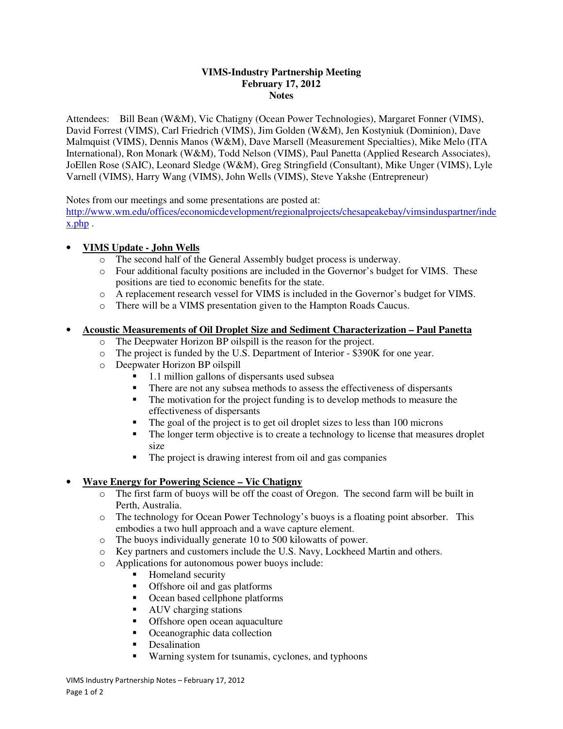**VIMS-Industry Partnership Meeting**
**February 17, 2012**
**Notes**

Attendees: Bill Bean (W&M), Vic Chatigny (Ocean Power Technologies), Margaret Fonner (VIMS), David Forrest (VIMS), Carl Friedrich (VIMS), Jim Golden (W&M), Jen Kostyniuk (Dominion), Dave Malmquist (VIMS), Dennis Manos (W&M), Dave Marsell (Measurement Specialties), Mike Melo (ITA International), Ron Monark (W&M), Todd Nelson (VIMS), Paul Panetta (Applied Research Associates), JoEllen Rose (SAIC), Leonard Sledge (W&M), Greg Stringfield (Consultant), Mike Unger (VIMS), Lyle Varnell (VIMS), Harry Wang (VIMS), John Wells (VIMS), Steve Yakshe (Entrepreneur)

Notes from our meetings and some presentations are posted at:
http://www.wm.edu/offices/economicdevelopment/regionalprojects/chesapeakebay/vimsinduspartner/index.php .

- **VIMS Update - John Wells**
  - The second half of the General Assembly budget process is underway.
  - Four additional faculty positions are included in the Governor's budget for VIMS. These positions are tied to economic benefits for the state.
  - A replacement research vessel for VIMS is included in the Governor's budget for VIMS.
  - There will be a VIMS presentation given to the Hampton Roads Caucus.

- **Acoustic Measurements of Oil Droplet Size and Sediment Characterization – Paul Panetta**
  - The Deepwater Horizon BP oilspill is the reason for the project.
  - The project is funded by the U.S. Department of Interior - $390K for one year.
  - Deepwater Horizon BP oilspill
    - 1.1 million gallons of dispersants used subsea
    - There are not any subsea methods to assess the effectiveness of dispersants
    - The motivation for the project funding is to develop methods to measure the effectiveness of dispersants
    - The goal of the project is to get oil droplet sizes to less than 100 microns
    - The longer term objective is to create a technology to license that measures droplet size
    - The project is drawing interest from oil and gas companies

- **Wave Energy for Powering Science – Vic Chatigny**
  - The first farm of buoys will be off the coast of Oregon. The second farm will be built in Perth, Australia.
  - The technology for Ocean Power Technology's buoys is a floating point absorber. This embodies a two hull approach and a wave capture element.
  - The buoys individually generate 10 to 500 kilowatts of power.
  - Key partners and customers include the U.S. Navy, Lockheed Martin and others.
  - Applications for autonomous power buoys include:
    - Homeland security
    - Offshore oil and gas platforms
    - Ocean based cellphone platforms
    - AUV charging stations
    - Offshore open ocean aquaculture
    - Oceanographic data collection
    - Desalination
    - Warning system for tsunamis, cyclones, and typhoons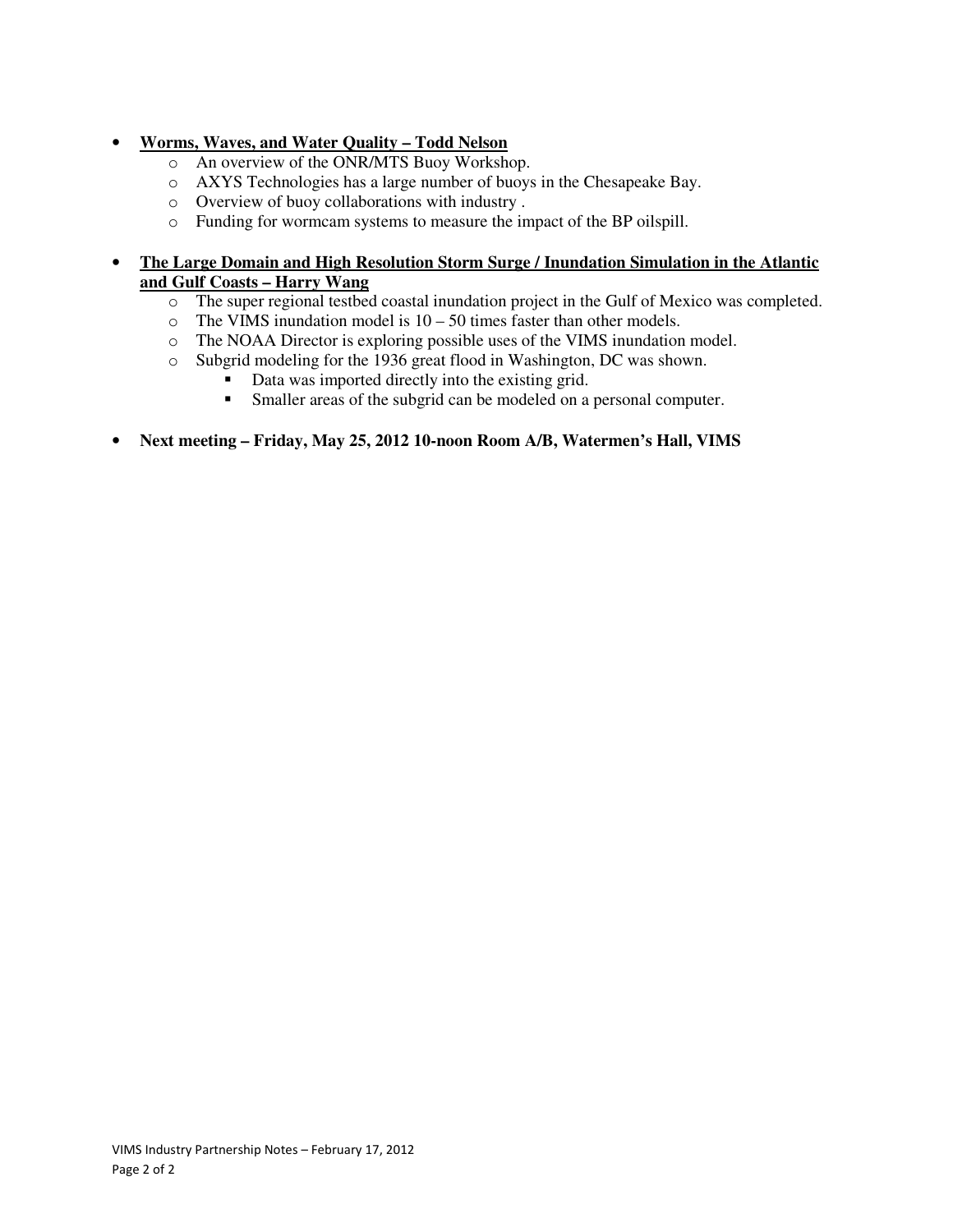- **<u>Worms, Waves, and Water Quality – Todd Nelson</u>**
    - An overview of the ONR/MTS Buoy Workshop.
    - AXYS Technologies has a large number of buoys in the Chesapeake Bay.
    - Overview of buoy collaborations with industry .
    - Funding for wormcam systems to measure the impact of the BP oilspill.

- **<u>The Large Domain and High Resolution Storm Surge / Inundation Simulation in the Atlantic and Gulf Coasts – Harry Wang</u>**
    - The super regional testbed coastal inundation project in the Gulf of Mexico was completed.
    - The VIMS inundation model is 10 – 50 times faster than other models.
    - The NOAA Director is exploring possible uses of the VIMS inundation model.
    - Subgrid modeling for the 1936 great flood in Washington, DC was shown.
        - Data was imported directly into the existing grid.
        - Smaller areas of the subgrid can be modeled on a personal computer.

- **Next meeting – Friday, May 25, 2012 10-noon Room A/B, Watermen's Hall, VIMS**